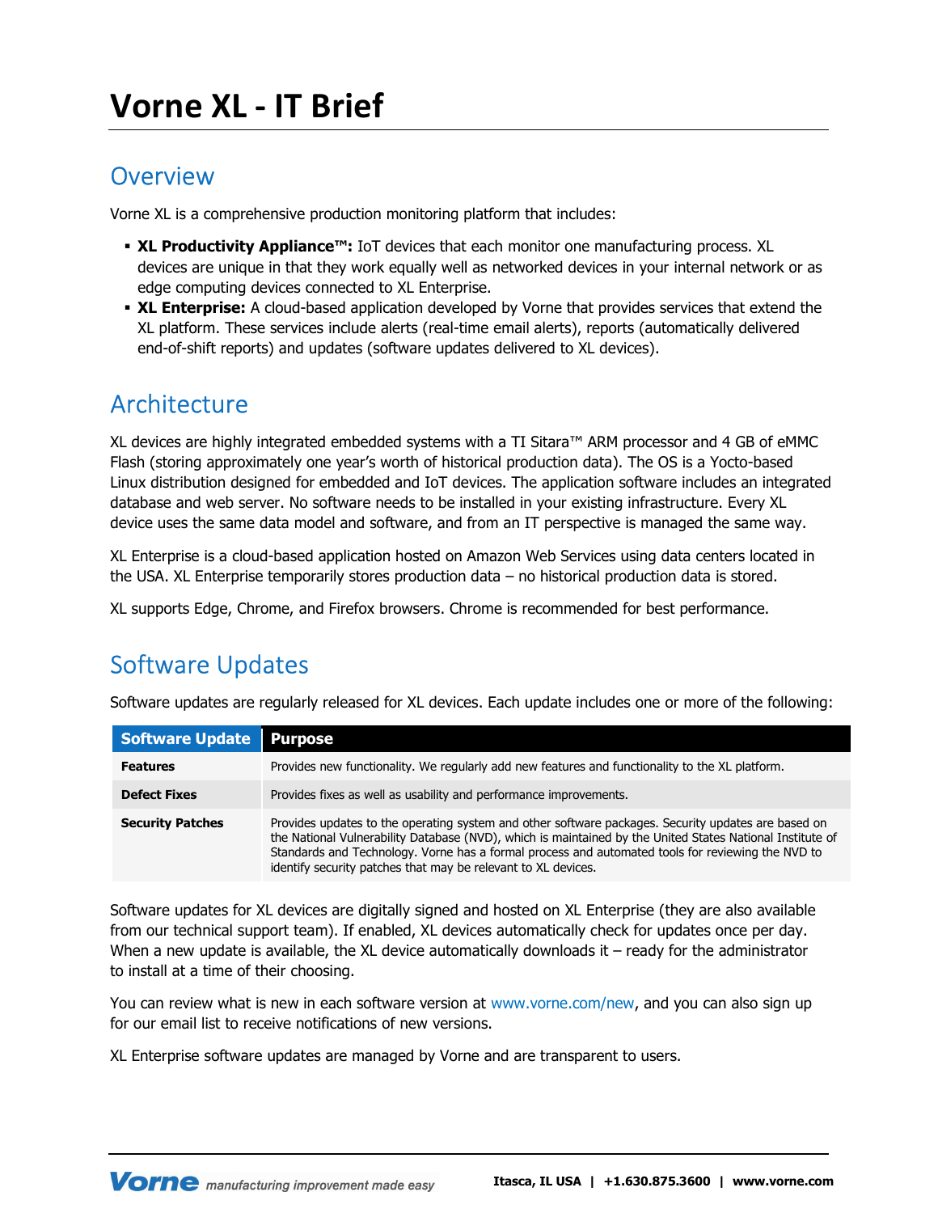# Vorne XL - IT Brief

## Overview

Vorne XL is a comprehensive production monitoring platform that includes:

- **XL Productivity Appliance™:** IoT devices that each monitor one manufacturing process. XL devices are unique in that they work equally well as networked devices in your internal network or as edge computing devices connected to XL Enterprise.
- **XL Enterprise:** A cloud-based application developed by Vorne that provides services that extend the XL platform. These services include alerts (real-time email alerts), reports (automatically delivered end-of-shift reports) and updates (software updates delivered to XL devices).

## Architecture

XL devices are highly integrated embedded systems with a TI Sitara™ ARM processor and 4 GB of eMMC Flash (storing approximately one year's worth of historical production data). The OS is a Yocto-based Linux distribution designed for embedded and IoT devices. The application software includes an integrated database and web server. No software needs to be installed in your existing infrastructure. Every XL device uses the same data model and software, and from an IT perspective is managed the same way.

XL Enterprise is a cloud-based application hosted on Amazon Web Services using data centers located in the USA. XL Enterprise temporarily stores production data – no historical production data is stored.

XL supports Edge, Chrome, and Firefox browsers. Chrome is recommended for best performance.

## Software Updates

Software updates are regularly released for XL devices. Each update includes one or more of the following:

| Software Update | Purpose |
| --- | --- |
| **Features** | Provides new functionality. We regularly add new features and functionality to the XL platform. |
| **Defect Fixes** | Provides fixes as well as usability and performance improvements. |
| **Security Patches** | Provides updates to the operating system and other software packages. Security updates are based on the National Vulnerability Database (NVD), which is maintained by the United States National Institute of Standards and Technology. Vorne has a formal process and automated tools for reviewing the NVD to identify security patches that may be relevant to XL devices. |

Software updates for XL devices are digitally signed and hosted on XL Enterprise (they are also available from our technical support team). If enabled, XL devices automatically check for updates once per day. When a new update is available, the XL device automatically downloads it – ready for the administrator to install at a time of their choosing.

You can review what is new in each software version at www.vorne.com/new, and you can also sign up for our email list to receive notifications of new versions.

XL Enterprise software updates are managed by Vorne and are transparent to users.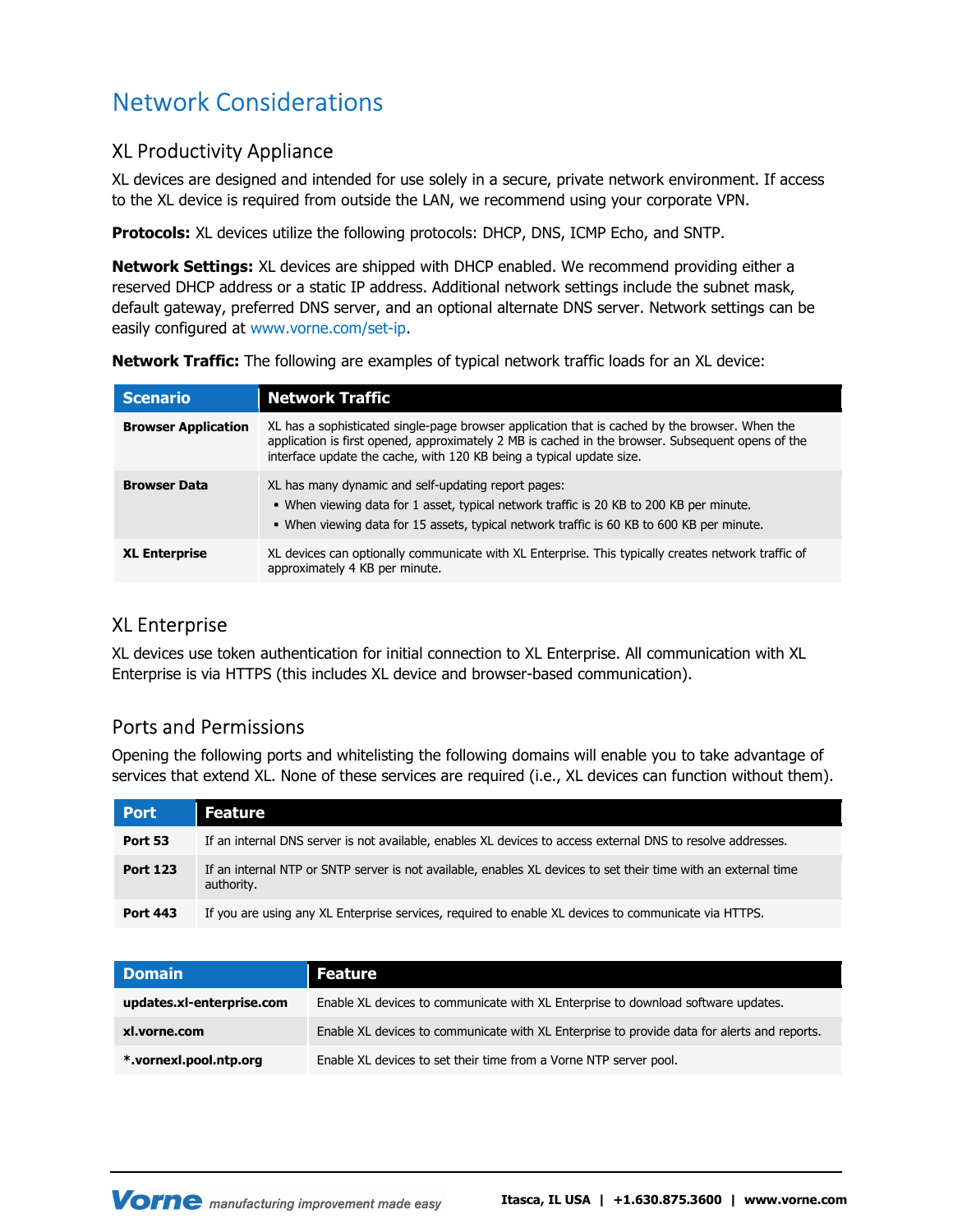# Network Considerations

## XL Productivity Appliance

XL devices are designed and intended for use solely in a secure, private network environment. If access to the XL device is required from outside the LAN, we recommend using your corporate VPN.

**Protocols:** XL devices utilize the following protocols: DHCP, DNS, ICMP Echo, and SNTP.

**Network Settings:** XL devices are shipped with DHCP enabled. We recommend providing either a reserved DHCP address or a static IP address. Additional network settings include the subnet mask, default gateway, preferred DNS server, and an optional alternate DNS server. Network settings can be easily configured at www.vorne.com/set-ip.

**Network Traffic:** The following are examples of typical network traffic loads for an XL device:

| Scenario | Network Traffic |
|---|---|
| **Browser Application** | XL has a sophisticated single-page browser application that is cached by the browser. When the application is first opened, approximately 2 MB is cached in the browser. Subsequent opens of the interface update the cache, with 120 KB being a typical update size. |
| **Browser Data** | XL has many dynamic and self-updating report pages:<br>▪ When viewing data for 1 asset, typical network traffic is 20 KB to 200 KB per minute.<br>▪ When viewing data for 15 assets, typical network traffic is 60 KB to 600 KB per minute. |
| **XL Enterprise** | XL devices can optionally communicate with XL Enterprise. This typically creates network traffic of approximately 4 KB per minute. |

## XL Enterprise

XL devices use token authentication for initial connection to XL Enterprise. All communication with XL Enterprise is via HTTPS (this includes XL device and browser-based communication).

## Ports and Permissions

Opening the following ports and whitelisting the following domains will enable you to take advantage of services that extend XL. None of these services are required (i.e., XL devices can function without them).

| Port | Feature |
|---|---|
| **Port 53** | If an internal DNS server is not available, enables XL devices to access external DNS to resolve addresses. |
| **Port 123** | If an internal NTP or SNTP server is not available, enables XL devices to set their time with an external time authority. |
| **Port 443** | If you are using any XL Enterprise services, required to enable XL devices to communicate via HTTPS. |

| Domain | Feature |
|---|---|
| **updates.xl-enterprise.com** | Enable XL devices to communicate with XL Enterprise to download software updates. |
| **xl.vorne.com** | Enable XL devices to communicate with XL Enterprise to provide data for alerts and reports. |
| ***.vornexl.pool.ntp.org** | Enable XL devices to set their time from a Vorne NTP server pool. |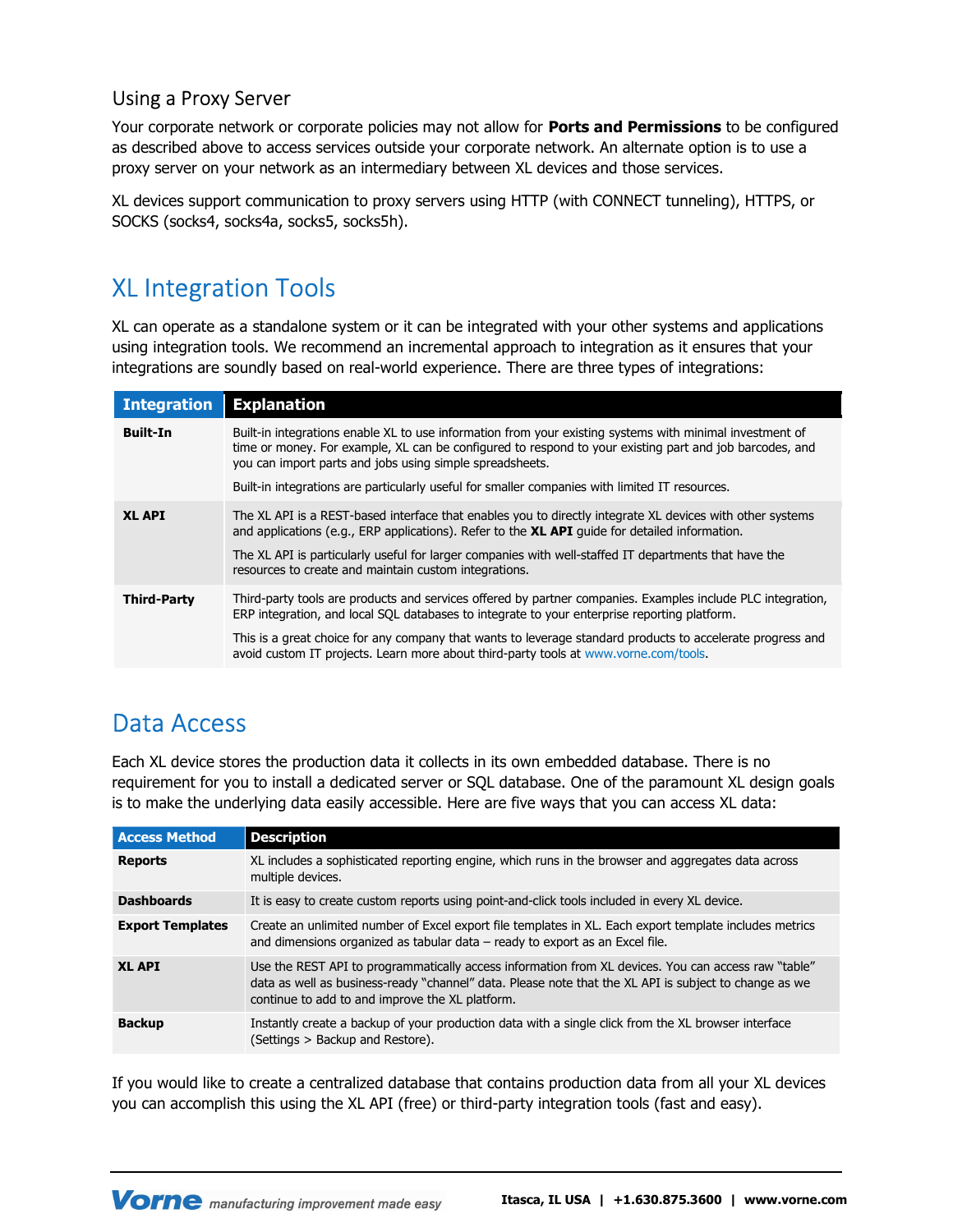### Using a Proxy Server

Your corporate network or corporate policies may not allow for **Ports and Permissions** to be configured as described above to access services outside your corporate network. An alternate option is to use a proxy server on your network as an intermediary between XL devices and those services.

XL devices support communication to proxy servers using HTTP (with CONNECT tunneling), HTTPS, or SOCKS (socks4, socks4a, socks5, socks5h).

## XL Integration Tools

XL can operate as a standalone system or it can be integrated with your other systems and applications using integration tools. We recommend an incremental approach to integration as it ensures that your integrations are soundly based on real-world experience. There are three types of integrations:

| Integration | Explanation |
|---|---|
| **Built-In** | Built-in integrations enable XL to use information from your existing systems with minimal investment of time or money. For example, XL can be configured to respond to your existing part and job barcodes, and you can import parts and jobs using simple spreadsheets.<br><br>Built-in integrations are particularly useful for smaller companies with limited IT resources. |
| **XL API** | The XL API is a REST-based interface that enables you to directly integrate XL devices with other systems and applications (e.g., ERP applications). Refer to the **XL API** guide for detailed information.<br><br>The XL API is particularly useful for larger companies with well-staffed IT departments that have the resources to create and maintain custom integrations. |
| **Third-Party** | Third-party tools are products and services offered by partner companies. Examples include PLC integration, ERP integration, and local SQL databases to integrate to your enterprise reporting platform.<br><br>This is a great choice for any company that wants to leverage standard products to accelerate progress and avoid custom IT projects. Learn more about third-party tools at www.vorne.com/tools. |

## Data Access

Each XL device stores the production data it collects in its own embedded database. There is no requirement for you to install a dedicated server or SQL database. One of the paramount XL design goals is to make the underlying data easily accessible. Here are five ways that you can access XL data:

| Access Method | Description |
|---|---|
| **Reports** | XL includes a sophisticated reporting engine, which runs in the browser and aggregates data across multiple devices. |
| **Dashboards** | It is easy to create custom reports using point-and-click tools included in every XL device. |
| **Export Templates** | Create an unlimited number of Excel export file templates in XL. Each export template includes metrics and dimensions organized as tabular data – ready to export as an Excel file. |
| **XL API** | Use the REST API to programmatically access information from XL devices. You can access raw "table" data as well as business-ready "channel" data. Please note that the XL API is subject to change as we continue to add to and improve the XL platform. |
| **Backup** | Instantly create a backup of your production data with a single click from the XL browser interface (Settings > Backup and Restore). |

If you would like to create a centralized database that contains production data from all your XL devices you can accomplish this using the XL API (free) or third-party integration tools (fast and easy).